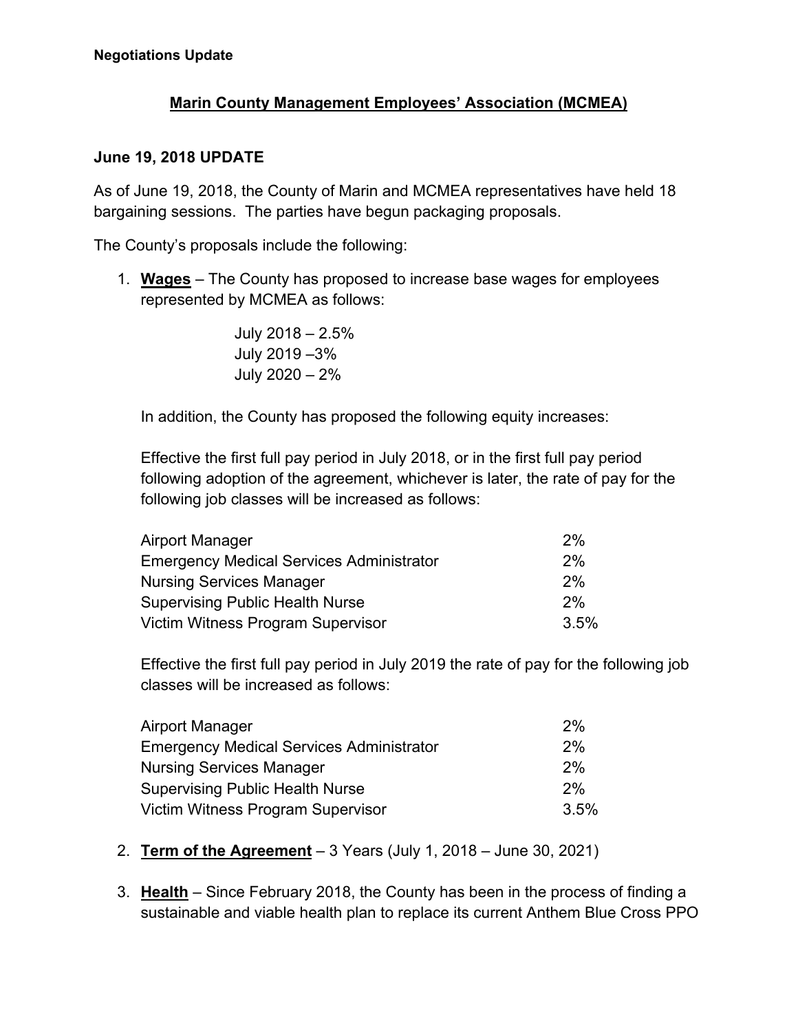**Negotiations Update**

## Marin County Management Employees' Association (MCMEA)

### June 19, 2018 UPDATE

As of June 19, 2018, the County of Marin and MCMEA representatives have held 18 bargaining sessions. The parties have begun packaging proposals.

The County's proposals include the following:

1. **Wages** – The County has proposed to increase base wages for employees represented by MCMEA as follows:

   July 2018 – 2.5%
   July 2019 –3%
   July 2020 – 2%

   In addition, the County has proposed the following equity increases:

   Effective the first full pay period in July 2018, or in the first full pay period following adoption of the agreement, whichever is later, the rate of pay for the following job classes will be increased as follows:

   | Job Class | Increase |
   |---|---|
   | Airport Manager | 2% |
   | Emergency Medical Services Administrator | 2% |
   | Nursing Services Manager | 2% |
   | Supervising Public Health Nurse | 2% |
   | Victim Witness Program Supervisor | 3.5% |

   Effective the first full pay period in July 2019 the rate of pay for the following job classes will be increased as follows:

   | Job Class | Increase |
   |---|---|
   | Airport Manager | 2% |
   | Emergency Medical Services Administrator | 2% |
   | Nursing Services Manager | 2% |
   | Supervising Public Health Nurse | 2% |
   | Victim Witness Program Supervisor | 3.5% |

2. **Term of the Agreement** – 3 Years (July 1, 2018 – June 30, 2021)

3. **Health** – Since February 2018, the County has been in the process of finding a sustainable and viable health plan to replace its current Anthem Blue Cross PPO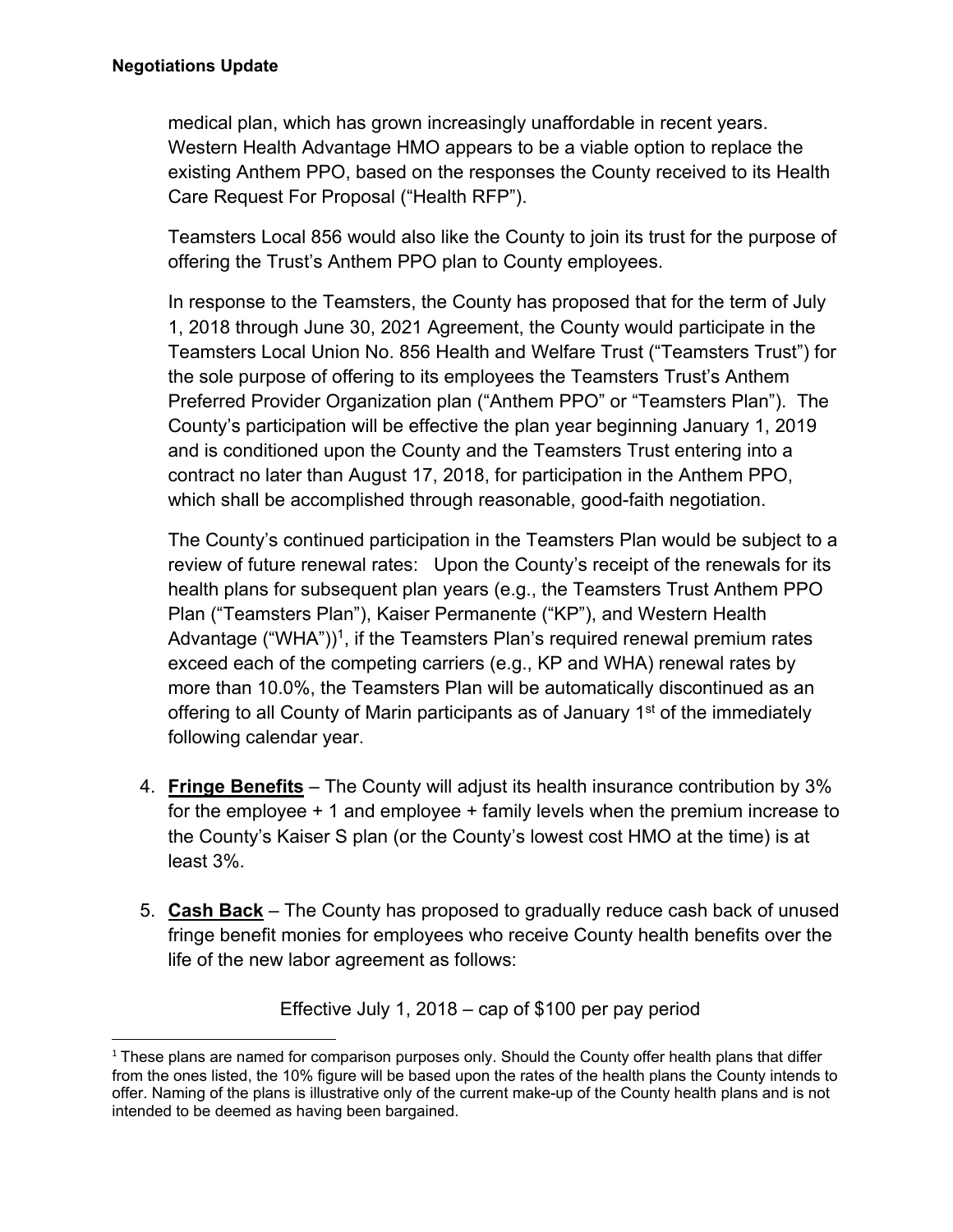medical plan, which has grown increasingly unaffordable in recent years. Western Health Advantage HMO appears to be a viable option to replace the existing Anthem PPO, based on the responses the County received to its Health Care Request For Proposal ("Health RFP").

Teamsters Local 856 would also like the County to join its trust for the purpose of offering the Trust's Anthem PPO plan to County employees.

In response to the Teamsters, the County has proposed that for the term of July 1, 2018 through June 30, 2021 Agreement, the County would participate in the Teamsters Local Union No. 856 Health and Welfare Trust ("Teamsters Trust") for the sole purpose of offering to its employees the Teamsters Trust's Anthem Preferred Provider Organization plan ("Anthem PPO" or "Teamsters Plan"). The County's participation will be effective the plan year beginning January 1, 2019 and is conditioned upon the County and the Teamsters Trust entering into a contract no later than August 17, 2018, for participation in the Anthem PPO, which shall be accomplished through reasonable, good-faith negotiation.

The County's continued participation in the Teamsters Plan would be subject to a review of future renewal rates: Upon the County's receipt of the renewals for its health plans for subsequent plan years (e.g., the Teamsters Trust Anthem PPO Plan ("Teamsters Plan"), Kaiser Permanente ("KP"), and Western Health Advantage ("WHA"))[1], if the Teamsters Plan's required renewal premium rates exceed each of the competing carriers (e.g., KP and WHA) renewal rates by more than 10.0%, the Teamsters Plan will be automatically discontinued as an offering to all County of Marin participants as of January 1st of the immediately following calendar year.

4. **Fringe Benefits** – The County will adjust its health insurance contribution by 3% for the employee + 1 and employee + family levels when the premium increase to the County's Kaiser S plan (or the County's lowest cost HMO at the time) is at least 3%.

5. **Cash Back** – The County has proposed to gradually reduce cash back of unused fringe benefit monies for employees who receive County health benefits over the life of the new labor agreement as follows:

Effective July 1, 2018 – cap of $100 per pay period

[1] These plans are named for comparison purposes only. Should the County offer health plans that differ from the ones listed, the 10% figure will be based upon the rates of the health plans the County intends to offer. Naming of the plans is illustrative only of the current make-up of the County health plans and is not intended to be deemed as having been bargained.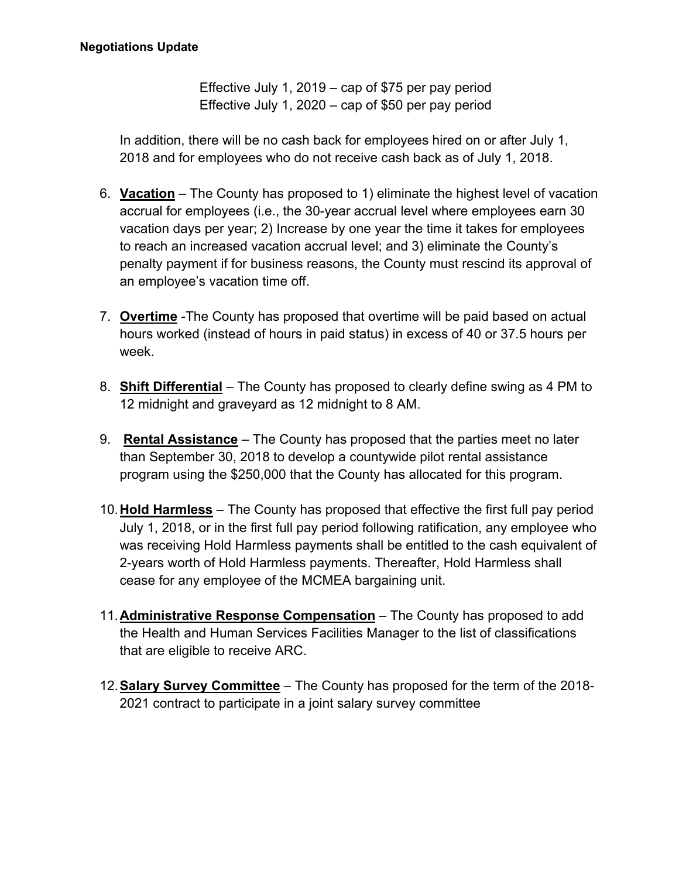**Negotiations Update**

Effective July 1, 2019 – cap of $75 per pay period
Effective July 1, 2020 – cap of $50 per pay period

In addition, there will be no cash back for employees hired on or after July 1, 2018 and for employees who do not receive cash back as of July 1, 2018.

6. **Vacation** – The County has proposed to 1) eliminate the highest level of vacation accrual for employees (i.e., the 30-year accrual level where employees earn 30 vacation days per year; 2) Increase by one year the time it takes for employees to reach an increased vacation accrual level; and 3) eliminate the County's penalty payment if for business reasons, the County must rescind its approval of an employee's vacation time off.

7. **Overtime** -The County has proposed that overtime will be paid based on actual hours worked (instead of hours in paid status) in excess of 40 or 37.5 hours per week.

8. **Shift Differential** – The County has proposed to clearly define swing as 4 PM to 12 midnight and graveyard as 12 midnight to 8 AM.

9. **Rental Assistance** – The County has proposed that the parties meet no later than September 30, 2018 to develop a countywide pilot rental assistance program using the $250,000 that the County has allocated for this program.

10. **Hold Harmless** – The County has proposed that effective the first full pay period July 1, 2018, or in the first full pay period following ratification, any employee who was receiving Hold Harmless payments shall be entitled to the cash equivalent of 2-years worth of Hold Harmless payments. Thereafter, Hold Harmless shall cease for any employee of the MCMEA bargaining unit.

11. **Administrative Response Compensation** – The County has proposed to add the Health and Human Services Facilities Manager to the list of classifications that are eligible to receive ARC.

12. **Salary Survey Committee** – The County has proposed for the term of the 2018-2021 contract to participate in a joint salary survey committee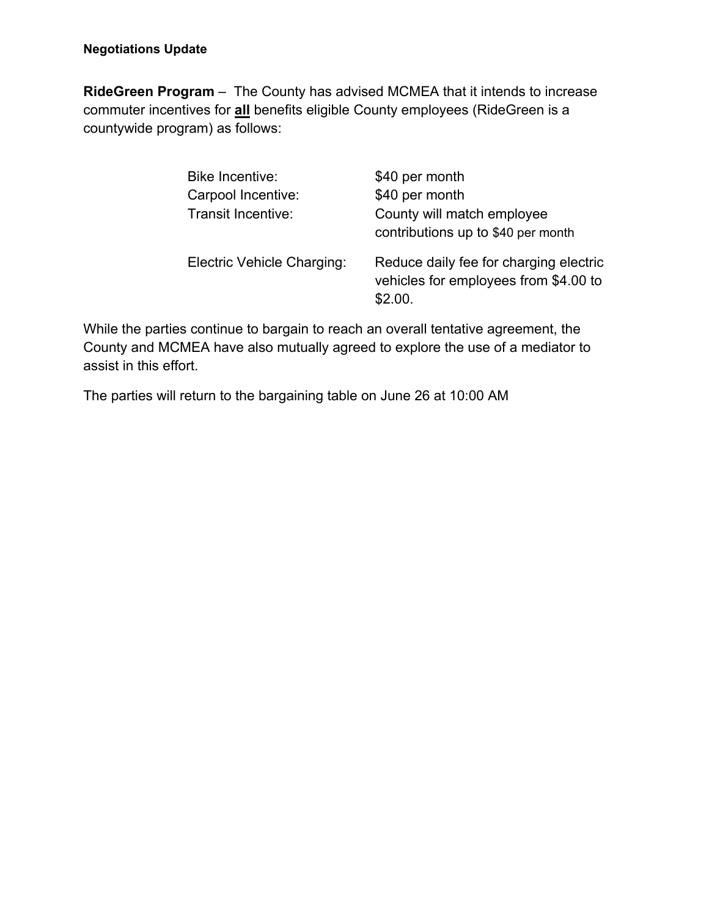**Negotiations Update**

**RideGreen Program** – The County has advised MCMEA that it intends to increase commuter incentives for <u>**all**</u> benefits eligible County employees (RideGreen is a countywide program) as follows:

| | |
|---|---|
| Bike Incentive: | $40 per month |
| Carpool Incentive: | $40 per month |
| Transit Incentive: | County will match employee contributions up to $40 per month |
| Electric Vehicle Charging: | Reduce daily fee for charging electric vehicles for employees from $4.00 to $2.00. |

While the parties continue to bargain to reach an overall tentative agreement, the County and MCMEA have also mutually agreed to explore the use of a mediator to assist in this effort.

The parties will return to the bargaining table on June 26 at 10:00 AM